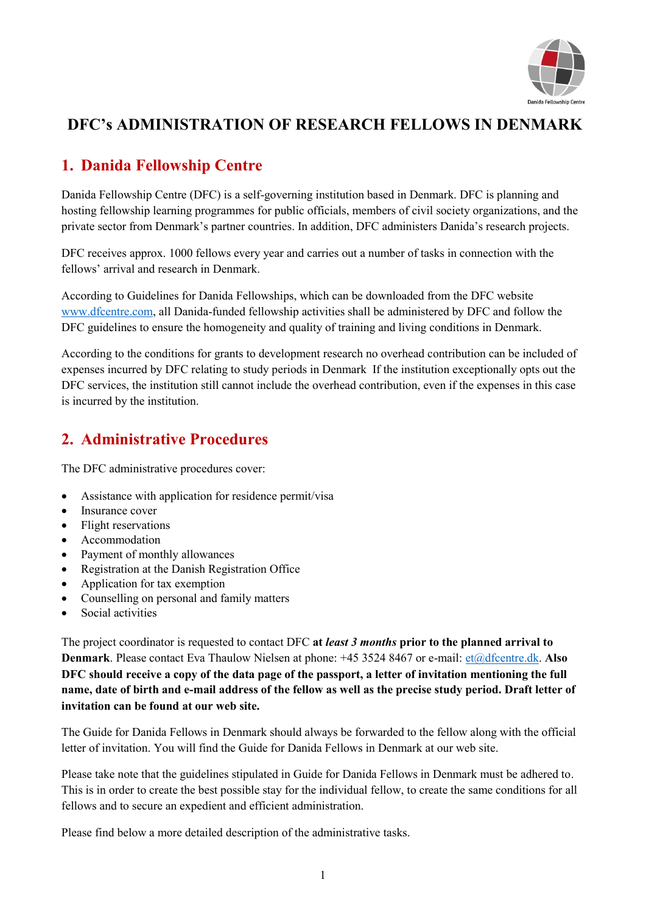# DFC's ADMINISTRATION OF RESEARCH FELLOWS IN DENMARK

## 1. Danida Fellowship Centre

Danida Fellowship Centre (DFC) is a self-governing institution based in Denmark. DFC is planning and hosting fellowship learning programmes for public officials, members of civil society organizations, and the private sector from Denmark's partner countries. In addition, DFC administers Danida's research projects.

DFC receives approx. 1000 fellows every year and carries out a number of tasks in connection with the fellows' arrival and research in Denmark.

According to Guidelines for Danida Fellowships, which can be downloaded from the DFC website www.dfcentre.com, all Danida-funded fellowship activities shall be administered by DFC and follow the DFC guidelines to ensure the homogeneity and quality of training and living conditions in Denmark.

According to the conditions for grants to development research no overhead contribution can be included of expenses incurred by DFC relating to study periods in Denmark  If the institution exceptionally opts out the DFC services, the institution still cannot include the overhead contribution, even if the expenses in this case is incurred by the institution.

## 2. Administrative Procedures

The DFC administrative procedures cover:

- Assistance with application for residence permit/visa
- Insurance cover
- Flight reservations
- Accommodation
- Payment of monthly allowances
- Registration at the Danish Registration Office
- Application for tax exemption
- Counselling on personal and family matters
- Social activities

The project coordinator is requested to contact DFC **at *least 3 months* prior to the planned arrival to Denmark**. Please contact Eva Thaulow Nielsen at phone: +45 3524 8467 or e-mail: et@dfcentre.dk. **Also DFC should receive a copy of the data page of the passport, a letter of invitation mentioning the full name, date of birth and e-mail address of the fellow as well as the precise study period. Draft letter of invitation can be found at our web site.**

The Guide for Danida Fellows in Denmark should always be forwarded to the fellow along with the official letter of invitation. You will find the Guide for Danida Fellows in Denmark at our web site.

Please take note that the guidelines stipulated in Guide for Danida Fellows in Denmark must be adhered to. This is in order to create the best possible stay for the individual fellow, to create the same conditions for all fellows and to secure an expedient and efficient administration.

Please find below a more detailed description of the administrative tasks.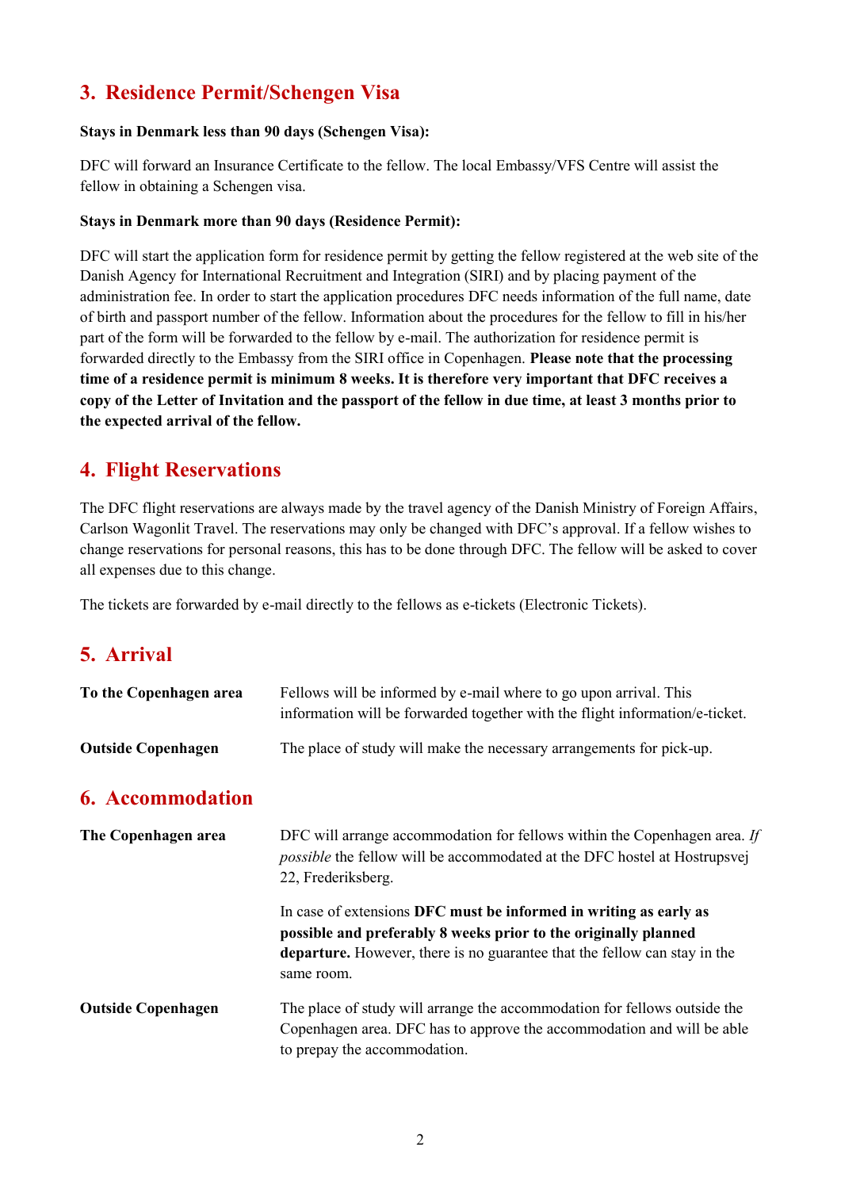## 3. Residence Permit/Schengen Visa

**Stays in Denmark less than 90 days (Schengen Visa):**

DFC will forward an Insurance Certificate to the fellow. The local Embassy/VFS Centre will assist the fellow in obtaining a Schengen visa.

**Stays in Denmark more than 90 days (Residence Permit):**

DFC will start the application form for residence permit by getting the fellow registered at the web site of the Danish Agency for International Recruitment and Integration (SIRI) and by placing payment of the administration fee. In order to start the application procedures DFC needs information of the full name, date of birth and passport number of the fellow. Information about the procedures for the fellow to fill in his/her part of the form will be forwarded to the fellow by e-mail. The authorization for residence permit is forwarded directly to the Embassy from the SIRI office in Copenhagen. **Please note that the processing time of a residence permit is minimum 8 weeks. It is therefore very important that DFC receives a copy of the Letter of Invitation and the passport of the fellow in due time, at least 3 months prior to the expected arrival of the fellow.**

## 4. Flight Reservations

The DFC flight reservations are always made by the travel agency of the Danish Ministry of Foreign Affairs, Carlson Wagonlit Travel. The reservations may only be changed with DFC's approval. If a fellow wishes to change reservations for personal reasons, this has to be done through DFC. The fellow will be asked to cover all expenses due to this change.

The tickets are forwarded by e-mail directly to the fellows as e-tickets (Electronic Tickets).

## 5. Arrival

**To the Copenhagen area** — Fellows will be informed by e-mail where to go upon arrival. This information will be forwarded together with the flight information/e-ticket.

**Outside Copenhagen** — The place of study will make the necessary arrangements for pick-up.

## 6. Accommodation

**The Copenhagen area** — DFC will arrange accommodation for fellows within the Copenhagen area. *If possible* the fellow will be accommodated at the DFC hostel at Hostrupsvej 22, Frederiksberg.

In case of extensions **DFC must be informed in writing as early as possible and preferably 8 weeks prior to the originally planned departure.** However, there is no guarantee that the fellow can stay in the same room.

**Outside Copenhagen** — The place of study will arrange the accommodation for fellows outside the Copenhagen area. DFC has to approve the accommodation and will be able to prepay the accommodation.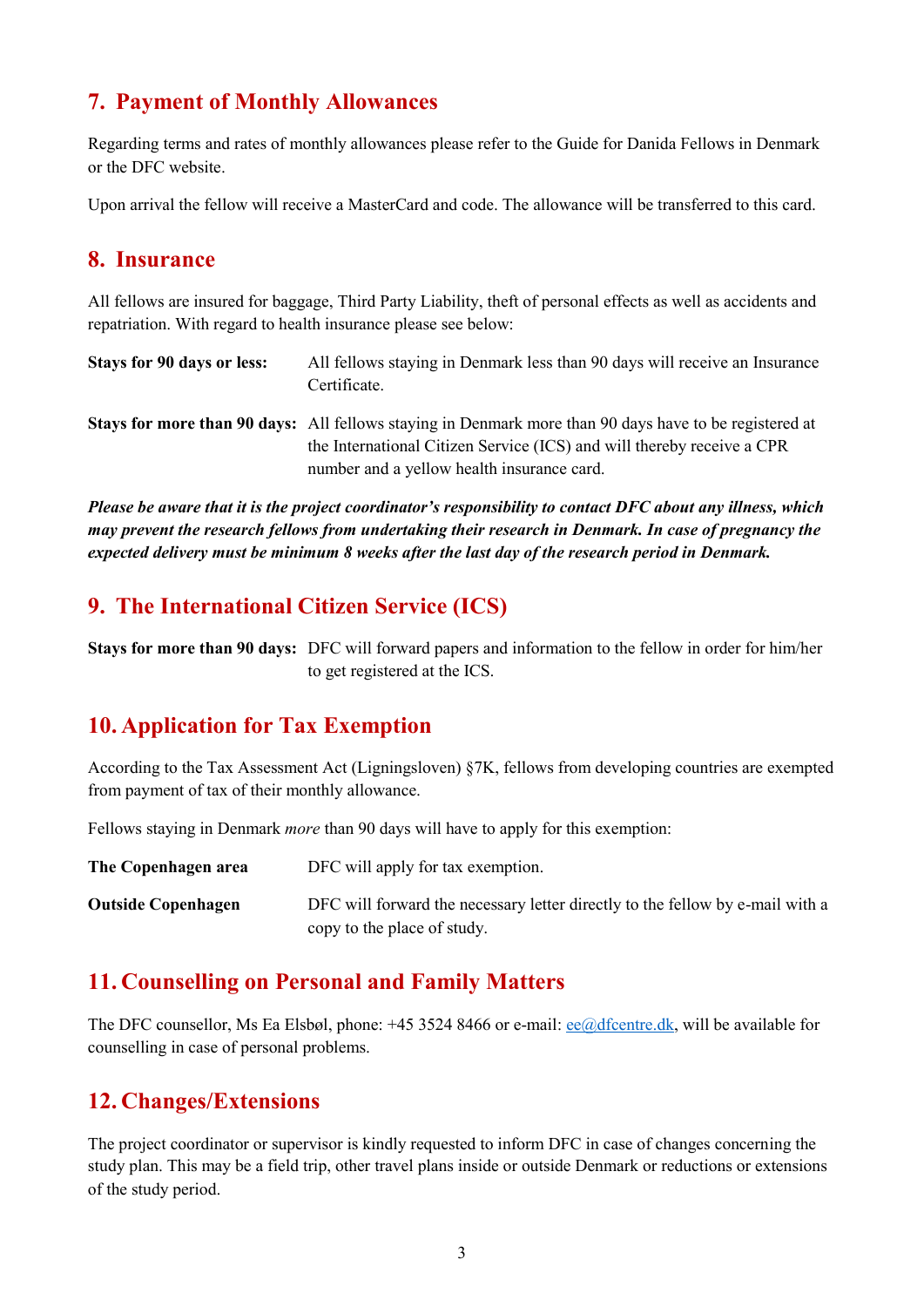## 7. Payment of Monthly Allowances

Regarding terms and rates of monthly allowances please refer to the Guide for Danida Fellows in Denmark or the DFC website.

Upon arrival the fellow will receive a MasterCard and code. The allowance will be transferred to this card.

## 8. Insurance

All fellows are insured for baggage, Third Party Liability, theft of personal effects as well as accidents and repatriation. With regard to health insurance please see below:

**Stays for 90 days or less:** All fellows staying in Denmark less than 90 days will receive an Insurance Certificate.

**Stays for more than 90 days:** All fellows staying in Denmark more than 90 days have to be registered at the International Citizen Service (ICS) and will thereby receive a CPR number and a yellow health insurance card.

***Please be aware that it is the project coordinator's responsibility to contact DFC about any illness, which may prevent the research fellows from undertaking their research in Denmark. In case of pregnancy the expected delivery must be minimum 8 weeks after the last day of the research period in Denmark.***

## 9. The International Citizen Service (ICS)

**Stays for more than 90 days:** DFC will forward papers and information to the fellow in order for him/her to get registered at the ICS.

## 10. Application for Tax Exemption

According to the Tax Assessment Act (Ligningsloven) §7K, fellows from developing countries are exempted from payment of tax of their monthly allowance.

Fellows staying in Denmark *more* than 90 days will have to apply for this exemption:

**The Copenhagen area** DFC will apply for tax exemption.

**Outside Copenhagen** DFC will forward the necessary letter directly to the fellow by e-mail with a copy to the place of study.

## 11. Counselling on Personal and Family Matters

The DFC counsellor, Ms Ea Elsbøl, phone: +45 3524 8466 or e-mail: ee@dfcentre.dk, will be available for counselling in case of personal problems.

## 12. Changes/Extensions

The project coordinator or supervisor is kindly requested to inform DFC in case of changes concerning the study plan. This may be a field trip, other travel plans inside or outside Denmark or reductions or extensions of the study period.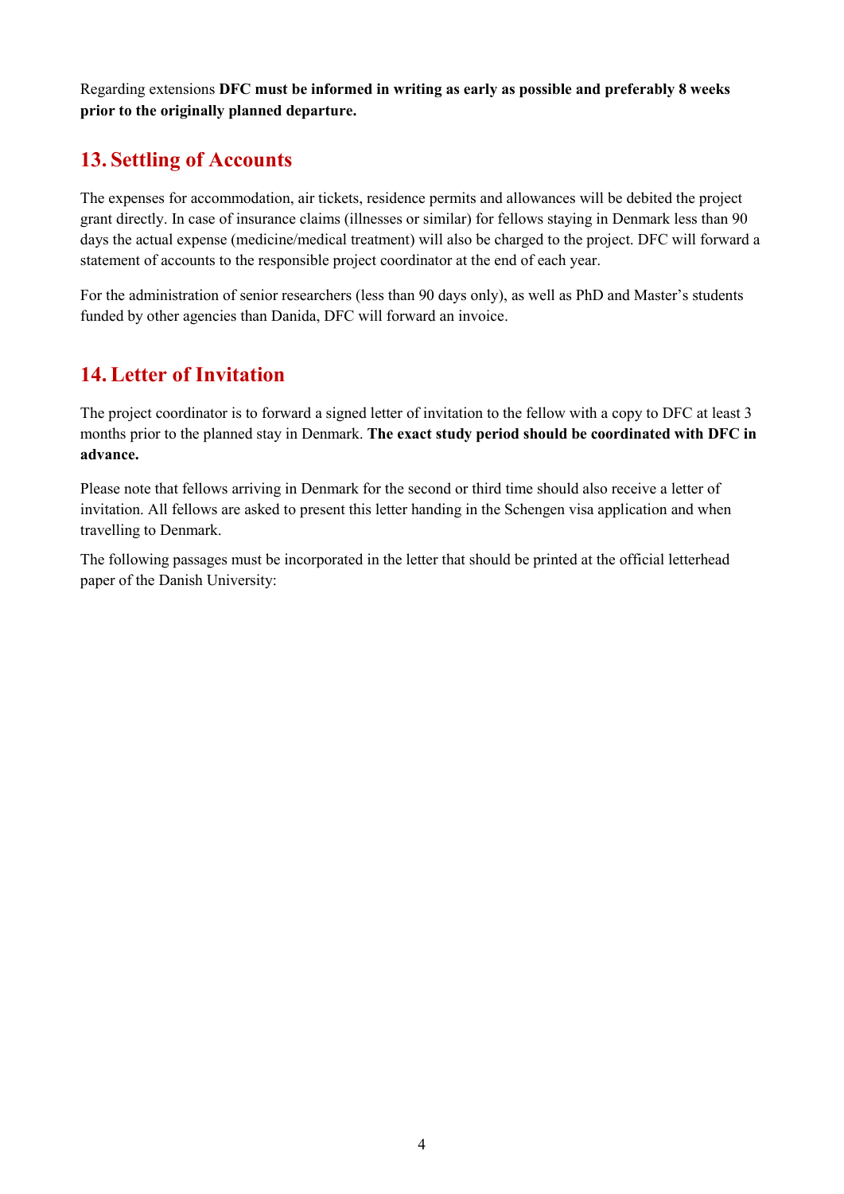Regarding extensions **DFC must be informed in writing as early as possible and preferably 8 weeks prior to the originally planned departure.**

## 13. Settling of Accounts

The expenses for accommodation, air tickets, residence permits and allowances will be debited the project grant directly. In case of insurance claims (illnesses or similar) for fellows staying in Denmark less than 90 days the actual expense (medicine/medical treatment) will also be charged to the project. DFC will forward a statement of accounts to the responsible project coordinator at the end of each year.

For the administration of senior researchers (less than 90 days only), as well as PhD and Master's students funded by other agencies than Danida, DFC will forward an invoice.

## 14. Letter of Invitation

The project coordinator is to forward a signed letter of invitation to the fellow with a copy to DFC at least 3 months prior to the planned stay in Denmark. **The exact study period should be coordinated with DFC in advance.**

Please note that fellows arriving in Denmark for the second or third time should also receive a letter of invitation. All fellows are asked to present this letter handing in the Schengen visa application and when travelling to Denmark.

The following passages must be incorporated in the letter that should be printed at the official letterhead paper of the Danish University: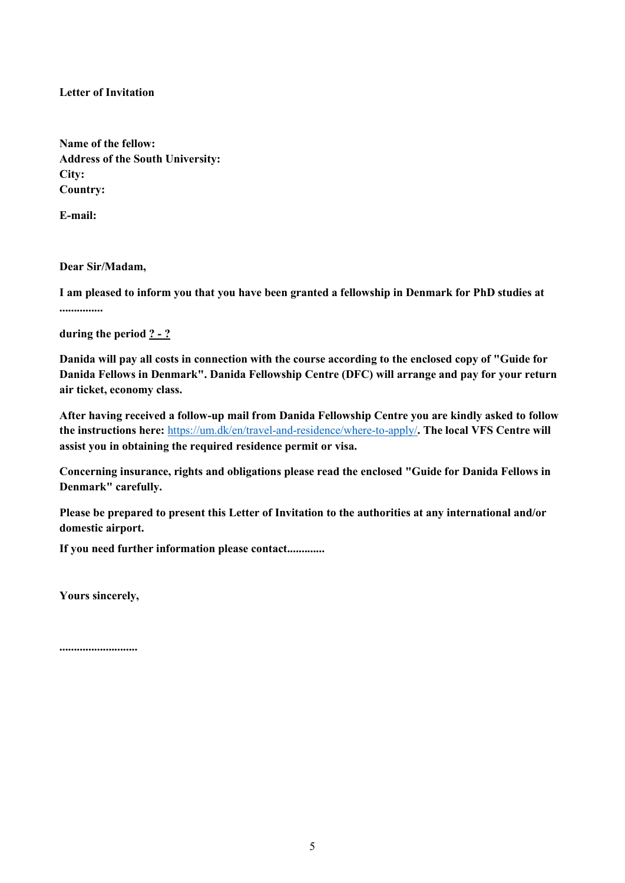**Letter of Invitation**

**Name of the fellow:**
**Address of the South University:**
**City:**
**Country:**

**E-mail:**

**Dear Sir/Madam,**

**I am pleased to inform you that you have been granted a fellowship in Denmark for PhD studies at ...............**

**during the period <u>? - ?</u>**

**Danida will pay all costs in connection with the course according to the enclosed copy of "Guide for Danida Fellows in Denmark". Danida Fellowship Centre (DFC) will arrange and pay for your return air ticket, economy class.**

**After having received a follow-up mail from Danida Fellowship Centre you are kindly asked to follow the instructions here:** [https://um.dk/en/travel-and-residence/where-to-apply/](https://um.dk/en/travel-and-residence/where-to-apply/)**. The local VFS Centre will assist you in obtaining the required residence permit or visa.**

**Concerning insurance, rights and obligations please read the enclosed "Guide for Danida Fellows in Denmark" carefully.**

**Please be prepared to present this Letter of Invitation to the authorities at any international and/or domestic airport.**

**If you need further information please contact............**

**Yours sincerely,**

**...........................**